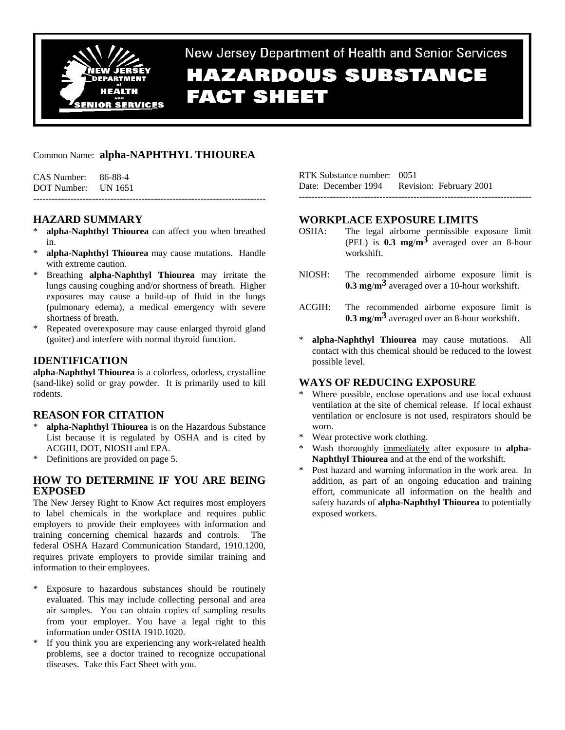# New Jersey Department of Health and Senior Services

# HAZARDOUS SUBSTANCE FACT SHEET

Common Name: **alpha-NAPHTHYL THIOUREA**

CAS Number: 86-88-4
DOT Number: UN 1651

RTK Substance number: 0051
Date: December 1994 Revision: February 2001

---

## HAZARD SUMMARY

* **alpha-Naphthyl Thiourea** can affect you when breathed in.
* **alpha-Naphthyl Thiourea** may cause mutations. Handle with extreme caution.
* Breathing **alpha-Naphthyl Thiourea** may irritate the lungs causing coughing and/or shortness of breath. Higher exposures may cause a build-up of fluid in the lungs (pulmonary edema), a medical emergency with severe shortness of breath.
* Repeated overexposure may cause enlarged thyroid gland (goiter) and interfere with normal thyroid function.

## IDENTIFICATION

**alpha-Naphthyl Thiourea** is a colorless, odorless, crystalline (sand-like) solid or gray powder. It is primarily used to kill rodents.

## REASON FOR CITATION

* **alpha-Naphthyl Thiourea** is on the Hazardous Substance List because it is regulated by OSHA and is cited by ACGIH, DOT, NIOSH and EPA.
* Definitions are provided on page 5.

## HOW TO DETERMINE IF YOU ARE BEING EXPOSED

The New Jersey Right to Know Act requires most employers to label chemicals in the workplace and requires public employers to provide their employees with information and training concerning chemical hazards and controls. The federal OSHA Hazard Communication Standard, 1910.1200, requires private employers to provide similar training and information to their employees.

* Exposure to hazardous substances should be routinely evaluated. This may include collecting personal and area air samples. You can obtain copies of sampling results from your employer. You have a legal right to this information under OSHA 1910.1020.
* If you think you are experiencing any work-related health problems, see a doctor trained to recognize occupational diseases. Take this Fact Sheet with you.

## WORKPLACE EXPOSURE LIMITS

OSHA: The legal airborne permissible exposure limit (PEL) is **0.3 mg/m$^3$** averaged over an 8-hour workshift.

NIOSH: The recommended airborne exposure limit is **0.3 mg/m$^3$** averaged over a 10-hour workshift.

ACGIH: The recommended airborne exposure limit is **0.3 mg/m$^3$** averaged over an 8-hour workshift.

* **alpha-Naphthyl Thiourea** may cause mutations. All contact with this chemical should be reduced to the lowest possible level.

## WAYS OF REDUCING EXPOSURE

* Where possible, enclose operations and use local exhaust ventilation at the site of chemical release. If local exhaust ventilation or enclosure is not used, respirators should be worn.
* Wear protective work clothing.
* Wash thoroughly immediately after exposure to **alpha-Naphthyl Thiourea** and at the end of the workshift.
* Post hazard and warning information in the work area. In addition, as part of an ongoing education and training effort, communicate all information on the health and safety hazards of **alpha-Naphthyl Thiourea** to potentially exposed workers.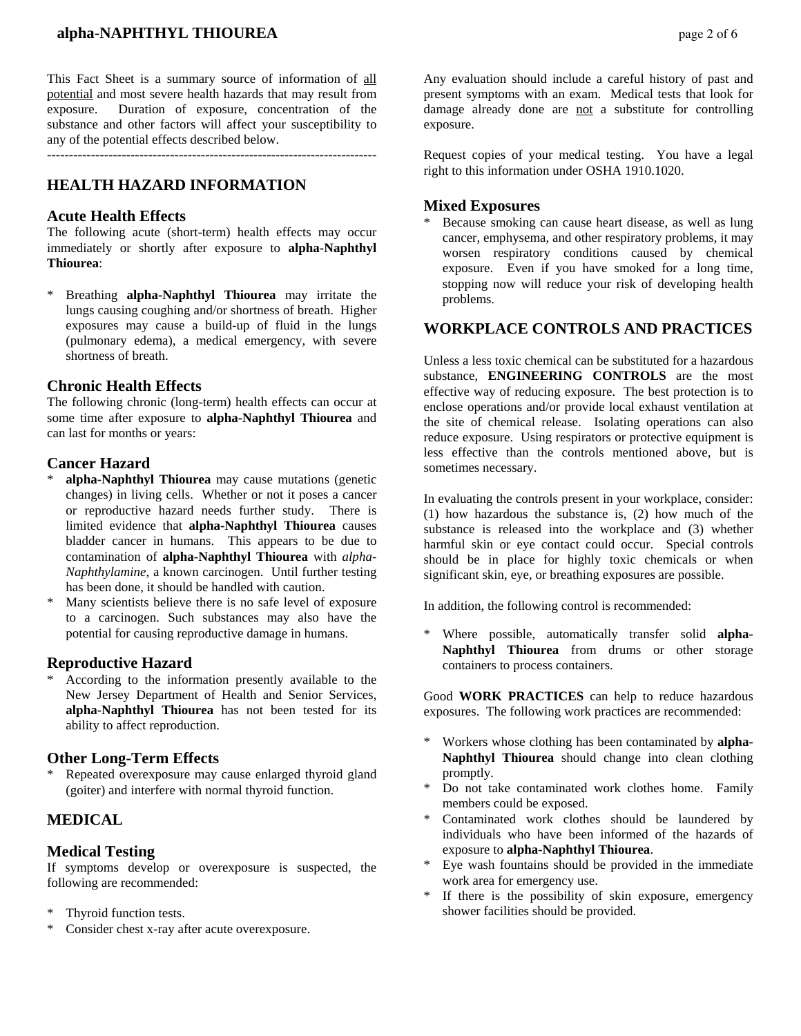This Fact Sheet is a summary source of information of all potential and most severe health hazards that may result from exposure. Duration of exposure, concentration of the substance and other factors will affect your susceptibility to any of the potential effects described below.

---

## HEALTH HAZARD INFORMATION

### Acute Health Effects

The following acute (short-term) health effects may occur immediately or shortly after exposure to **alpha-Naphthyl Thiourea**:

* Breathing **alpha-Naphthyl Thiourea** may irritate the lungs causing coughing and/or shortness of breath. Higher exposures may cause a build-up of fluid in the lungs (pulmonary edema), a medical emergency, with severe shortness of breath.

### Chronic Health Effects

The following chronic (long-term) health effects can occur at some time after exposure to **alpha-Naphthyl Thiourea** and can last for months or years:

### Cancer Hazard

* **alpha-Naphthyl Thiourea** may cause mutations (genetic changes) in living cells. Whether or not it poses a cancer or reproductive hazard needs further study. There is limited evidence that **alpha-Naphthyl Thiourea** causes bladder cancer in humans. This appears to be due to contamination of **alpha-Naphthyl Thiourea** with *alpha-Naphthylamine*, a known carcinogen. Until further testing has been done, it should be handled with caution.
* Many scientists believe there is no safe level of exposure to a carcinogen. Such substances may also have the potential for causing reproductive damage in humans.

### Reproductive Hazard

* According to the information presently available to the New Jersey Department of Health and Senior Services, **alpha-Naphthyl Thiourea** has not been tested for its ability to affect reproduction.

### Other Long-Term Effects

* Repeated overexposure may cause enlarged thyroid gland (goiter) and interfere with normal thyroid function.

## MEDICAL

### Medical Testing

If symptoms develop or overexposure is suspected, the following are recommended:

* Thyroid function tests.
* Consider chest x-ray after acute overexposure.

Any evaluation should include a careful history of past and present symptoms with an exam. Medical tests that look for damage already done are not a substitute for controlling exposure.

Request copies of your medical testing. You have a legal right to this information under OSHA 1910.1020.

### Mixed Exposures

* Because smoking can cause heart disease, as well as lung cancer, emphysema, and other respiratory problems, it may worsen respiratory conditions caused by chemical exposure. Even if you have smoked for a long time, stopping now will reduce your risk of developing health problems.

## WORKPLACE CONTROLS AND PRACTICES

Unless a less toxic chemical can be substituted for a hazardous substance, **ENGINEERING CONTROLS** are the most effective way of reducing exposure. The best protection is to enclose operations and/or provide local exhaust ventilation at the site of chemical release. Isolating operations can also reduce exposure. Using respirators or protective equipment is less effective than the controls mentioned above, but is sometimes necessary.

In evaluating the controls present in your workplace, consider: (1) how hazardous the substance is, (2) how much of the substance is released into the workplace and (3) whether harmful skin or eye contact could occur. Special controls should be in place for highly toxic chemicals or when significant skin, eye, or breathing exposures are possible.

In addition, the following control is recommended:

* Where possible, automatically transfer solid **alpha-Naphthyl Thiourea** from drums or other storage containers to process containers.

Good **WORK PRACTICES** can help to reduce hazardous exposures. The following work practices are recommended:

* Workers whose clothing has been contaminated by **alpha-Naphthyl Thiourea** should change into clean clothing promptly.
* Do not take contaminated work clothes home. Family members could be exposed.
* Contaminated work clothes should be laundered by individuals who have been informed of the hazards of exposure to **alpha-Naphthyl Thiourea**.
* Eye wash fountains should be provided in the immediate work area for emergency use.
* If there is the possibility of skin exposure, emergency shower facilities should be provided.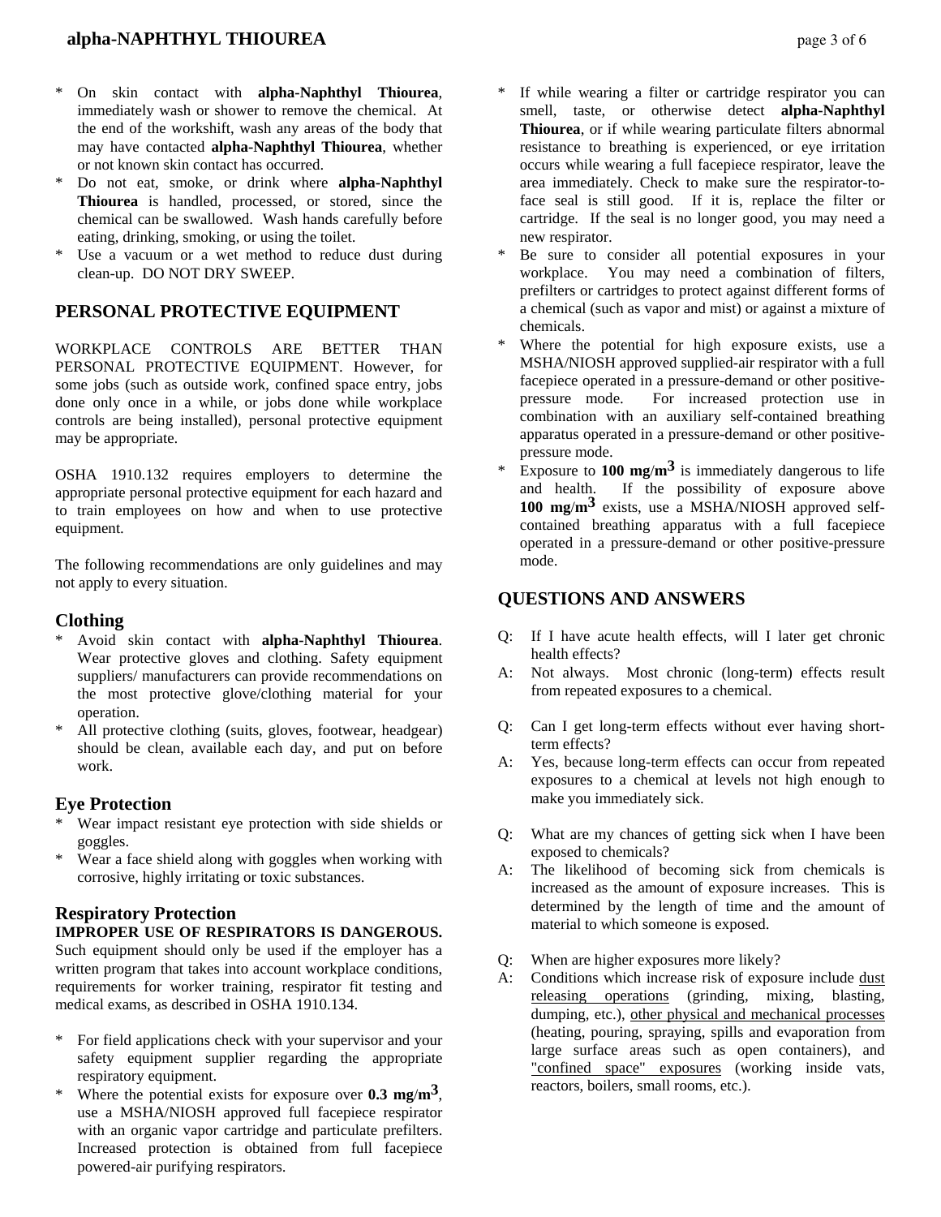* On skin contact with **alpha-Naphthyl Thiourea**, immediately wash or shower to remove the chemical. At the end of the workshift, wash any areas of the body that may have contacted **alpha-Naphthyl Thiourea**, whether or not known skin contact has occurred.
* Do not eat, smoke, or drink where **alpha-Naphthyl Thiourea** is handled, processed, or stored, since the chemical can be swallowed. Wash hands carefully before eating, drinking, smoking, or using the toilet.
* Use a vacuum or a wet method to reduce dust during clean-up. DO NOT DRY SWEEP.

## PERSONAL PROTECTIVE EQUIPMENT

WORKPLACE CONTROLS ARE BETTER THAN PERSONAL PROTECTIVE EQUIPMENT. However, for some jobs (such as outside work, confined space entry, jobs done only once in a while, or jobs done while workplace controls are being installed), personal protective equipment may be appropriate.

OSHA 1910.132 requires employers to determine the appropriate personal protective equipment for each hazard and to train employees on how and when to use protective equipment.

The following recommendations are only guidelines and may not apply to every situation.

### Clothing

* Avoid skin contact with **alpha-Naphthyl Thiourea**. Wear protective gloves and clothing. Safety equipment suppliers/ manufacturers can provide recommendations on the most protective glove/clothing material for your operation.
* All protective clothing (suits, gloves, footwear, headgear) should be clean, available each day, and put on before work.

### Eye Protection

* Wear impact resistant eye protection with side shields or goggles.
* Wear a face shield along with goggles when working with corrosive, highly irritating or toxic substances.

### Respiratory Protection

**IMPROPER USE OF RESPIRATORS IS DANGEROUS.** Such equipment should only be used if the employer has a written program that takes into account workplace conditions, requirements for worker training, respirator fit testing and medical exams, as described in OSHA 1910.134.

* For field applications check with your supervisor and your safety equipment supplier regarding the appropriate respiratory equipment.
* Where the potential exists for exposure over **0.3 mg/m$^3$**, use a MSHA/NIOSH approved full facepiece respirator with an organic vapor cartridge and particulate prefilters. Increased protection is obtained from full facepiece powered-air purifying respirators.
* If while wearing a filter or cartridge respirator you can smell, taste, or otherwise detect **alpha-Naphthyl Thiourea**, or if while wearing particulate filters abnormal resistance to breathing is experienced, or eye irritation occurs while wearing a full facepiece respirator, leave the area immediately. Check to make sure the respirator-to-face seal is still good. If it is, replace the filter or cartridge. If the seal is no longer good, you may need a new respirator.
* Be sure to consider all potential exposures in your workplace. You may need a combination of filters, prefilters or cartridges to protect against different forms of a chemical (such as vapor and mist) or against a mixture of chemicals.
* Where the potential for high exposure exists, use a MSHA/NIOSH approved supplied-air respirator with a full facepiece operated in a pressure-demand or other positive-pressure mode. For increased protection use in combination with an auxiliary self-contained breathing apparatus operated in a pressure-demand or other positive-pressure mode.
* Exposure to **100 mg/m$^3$** is immediately dangerous to life and health. If the possibility of exposure above **100 mg/m$^3$** exists, use a MSHA/NIOSH approved self-contained breathing apparatus with a full facepiece operated in a pressure-demand or other positive-pressure mode.

## QUESTIONS AND ANSWERS

Q: If I have acute health effects, will I later get chronic health effects?
A: Not always. Most chronic (long-term) effects result from repeated exposures to a chemical.

Q: Can I get long-term effects without ever having short-term effects?
A: Yes, because long-term effects can occur from repeated exposures to a chemical at levels not high enough to make you immediately sick.

Q: What are my chances of getting sick when I have been exposed to chemicals?
A: The likelihood of becoming sick from chemicals is increased as the amount of exposure increases. This is determined by the length of time and the amount of material to which someone is exposed.

Q: When are higher exposures more likely?
A: Conditions which increase risk of exposure include dust releasing operations (grinding, mixing, blasting, dumping, etc.), other physical and mechanical processes (heating, pouring, spraying, spills and evaporation from large surface areas such as open containers), and "confined space" exposures (working inside vats, reactors, boilers, small rooms, etc.).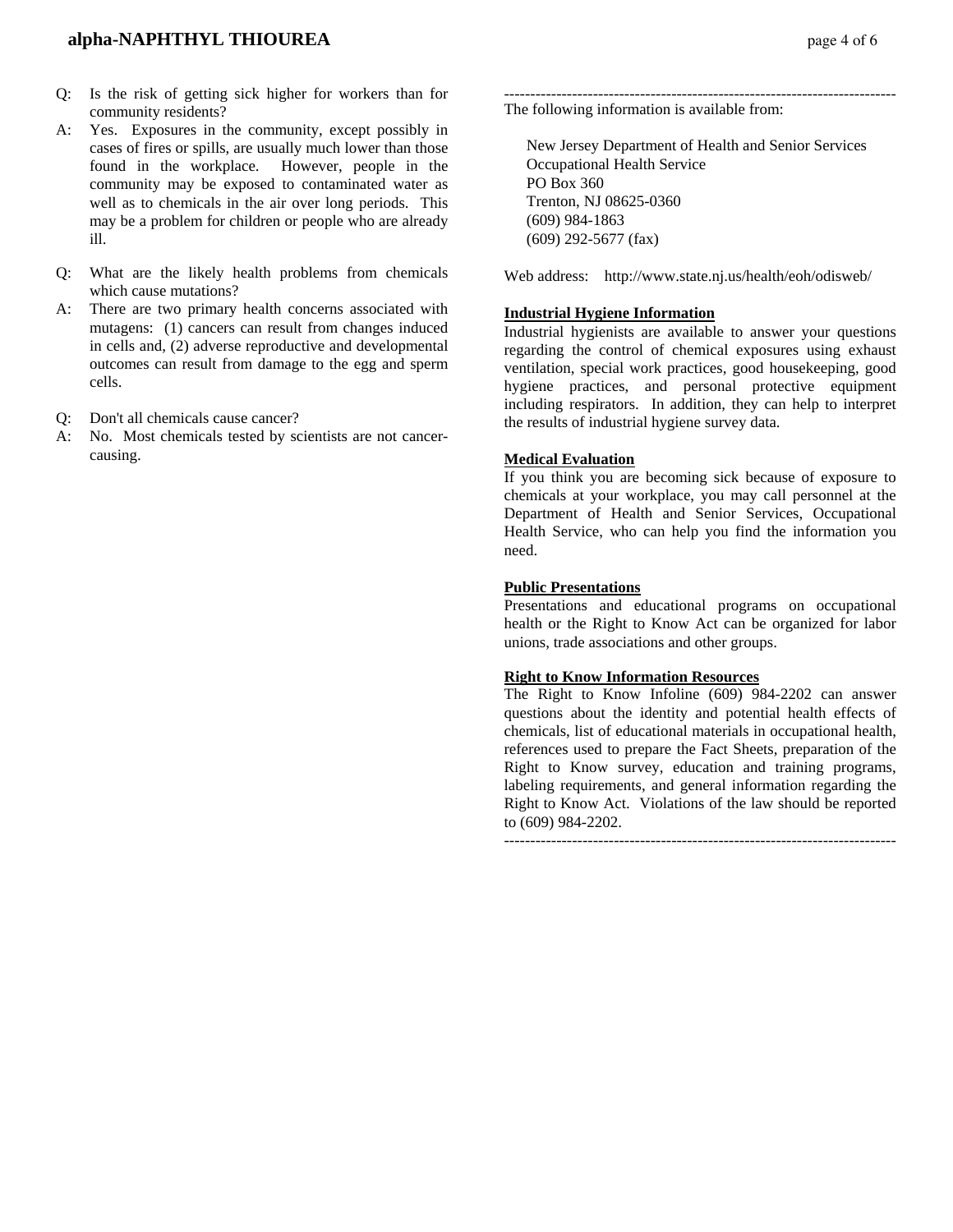Q: Is the risk of getting sick higher for workers than for community residents?

A: Yes. Exposures in the community, except possibly in cases of fires or spills, are usually much lower than those found in the workplace. However, people in the community may be exposed to contaminated water as well as to chemicals in the air over long periods. This may be a problem for children or people who are already ill.

Q: What are the likely health problems from chemicals which cause mutations?

A: There are two primary health concerns associated with mutagens: (1) cancers can result from changes induced in cells and, (2) adverse reproductive and developmental outcomes can result from damage to the egg and sperm cells.

Q: Don't all chemicals cause cancer?

A: No. Most chemicals tested by scientists are not cancer-causing.

---------------------------------------------------------------------------

The following information is available from:

New Jersey Department of Health and Senior Services
Occupational Health Service
PO Box 360
Trenton, NJ 08625-0360
(609) 984-1863
(609) 292-5677 (fax)

Web address: http://www.state.nj.us/health/eoh/odisweb/

**Industrial Hygiene Information**

Industrial hygienists are available to answer your questions regarding the control of chemical exposures using exhaust ventilation, special work practices, good housekeeping, good hygiene practices, and personal protective equipment including respirators. In addition, they can help to interpret the results of industrial hygiene survey data.

**Medical Evaluation**

If you think you are becoming sick because of exposure to chemicals at your workplace, you may call personnel at the Department of Health and Senior Services, Occupational Health Service, who can help you find the information you need.

**Public Presentations**

Presentations and educational programs on occupational health or the Right to Know Act can be organized for labor unions, trade associations and other groups.

**Right to Know Information Resources**

The Right to Know Infoline (609) 984-2202 can answer questions about the identity and potential health effects of chemicals, list of educational materials in occupational health, references used to prepare the Fact Sheets, preparation of the Right to Know survey, education and training programs, labeling requirements, and general information regarding the Right to Know Act. Violations of the law should be reported to (609) 984-2202.

---------------------------------------------------------------------------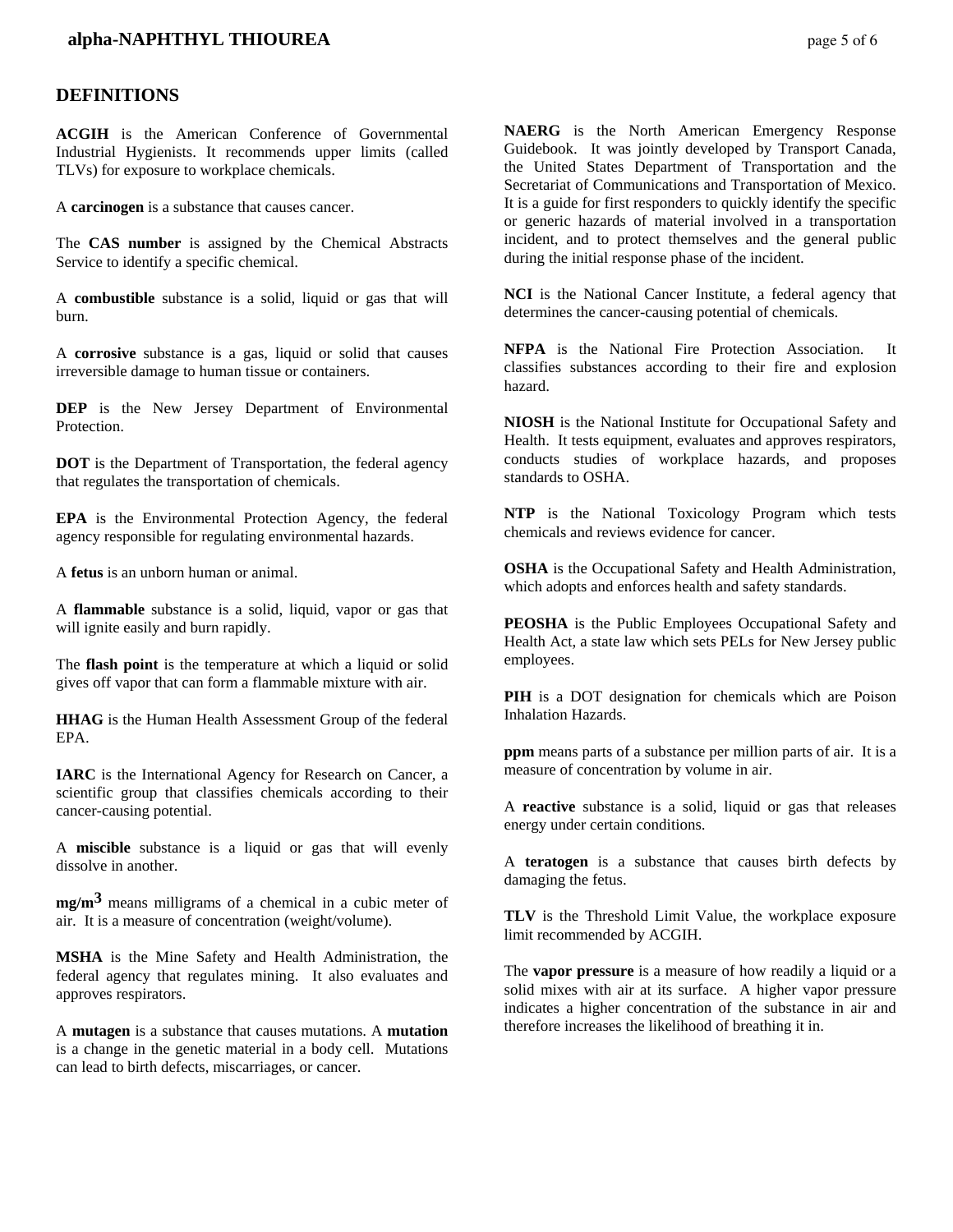## DEFINITIONS

**ACGIH** is the American Conference of Governmental Industrial Hygienists. It recommends upper limits (called TLVs) for exposure to workplace chemicals.

A **carcinogen** is a substance that causes cancer.

The **CAS number** is assigned by the Chemical Abstracts Service to identify a specific chemical.

A **combustible** substance is a solid, liquid or gas that will burn.

A **corrosive** substance is a gas, liquid or solid that causes irreversible damage to human tissue or containers.

**DEP** is the New Jersey Department of Environmental Protection.

**DOT** is the Department of Transportation, the federal agency that regulates the transportation of chemicals.

**EPA** is the Environmental Protection Agency, the federal agency responsible for regulating environmental hazards.

A **fetus** is an unborn human or animal.

A **flammable** substance is a solid, liquid, vapor or gas that will ignite easily and burn rapidly.

The **flash point** is the temperature at which a liquid or solid gives off vapor that can form a flammable mixture with air.

**HHAG** is the Human Health Assessment Group of the federal EPA.

**IARC** is the International Agency for Research on Cancer, a scientific group that classifies chemicals according to their cancer-causing potential.

A **miscible** substance is a liquid or gas that will evenly dissolve in another.

**mg/m$^3$** means milligrams of a chemical in a cubic meter of air. It is a measure of concentration (weight/volume).

**MSHA** is the Mine Safety and Health Administration, the federal agency that regulates mining. It also evaluates and approves respirators.

A **mutagen** is a substance that causes mutations. A **mutation** is a change in the genetic material in a body cell. Mutations can lead to birth defects, miscarriages, or cancer.

**NAERG** is the North American Emergency Response Guidebook. It was jointly developed by Transport Canada, the United States Department of Transportation and the Secretariat of Communications and Transportation of Mexico. It is a guide for first responders to quickly identify the specific or generic hazards of material involved in a transportation incident, and to protect themselves and the general public during the initial response phase of the incident.

**NCI** is the National Cancer Institute, a federal agency that determines the cancer-causing potential of chemicals.

**NFPA** is the National Fire Protection Association. It classifies substances according to their fire and explosion hazard.

**NIOSH** is the National Institute for Occupational Safety and Health. It tests equipment, evaluates and approves respirators, conducts studies of workplace hazards, and proposes standards to OSHA.

**NTP** is the National Toxicology Program which tests chemicals and reviews evidence for cancer.

**OSHA** is the Occupational Safety and Health Administration, which adopts and enforces health and safety standards.

**PEOSHA** is the Public Employees Occupational Safety and Health Act, a state law which sets PELs for New Jersey public employees.

**PIH** is a DOT designation for chemicals which are Poison Inhalation Hazards.

**ppm** means parts of a substance per million parts of air. It is a measure of concentration by volume in air.

A **reactive** substance is a solid, liquid or gas that releases energy under certain conditions.

A **teratogen** is a substance that causes birth defects by damaging the fetus.

**TLV** is the Threshold Limit Value, the workplace exposure limit recommended by ACGIH.

The **vapor pressure** is a measure of how readily a liquid or a solid mixes with air at its surface. A higher vapor pressure indicates a higher concentration of the substance in air and therefore increases the likelihood of breathing it in.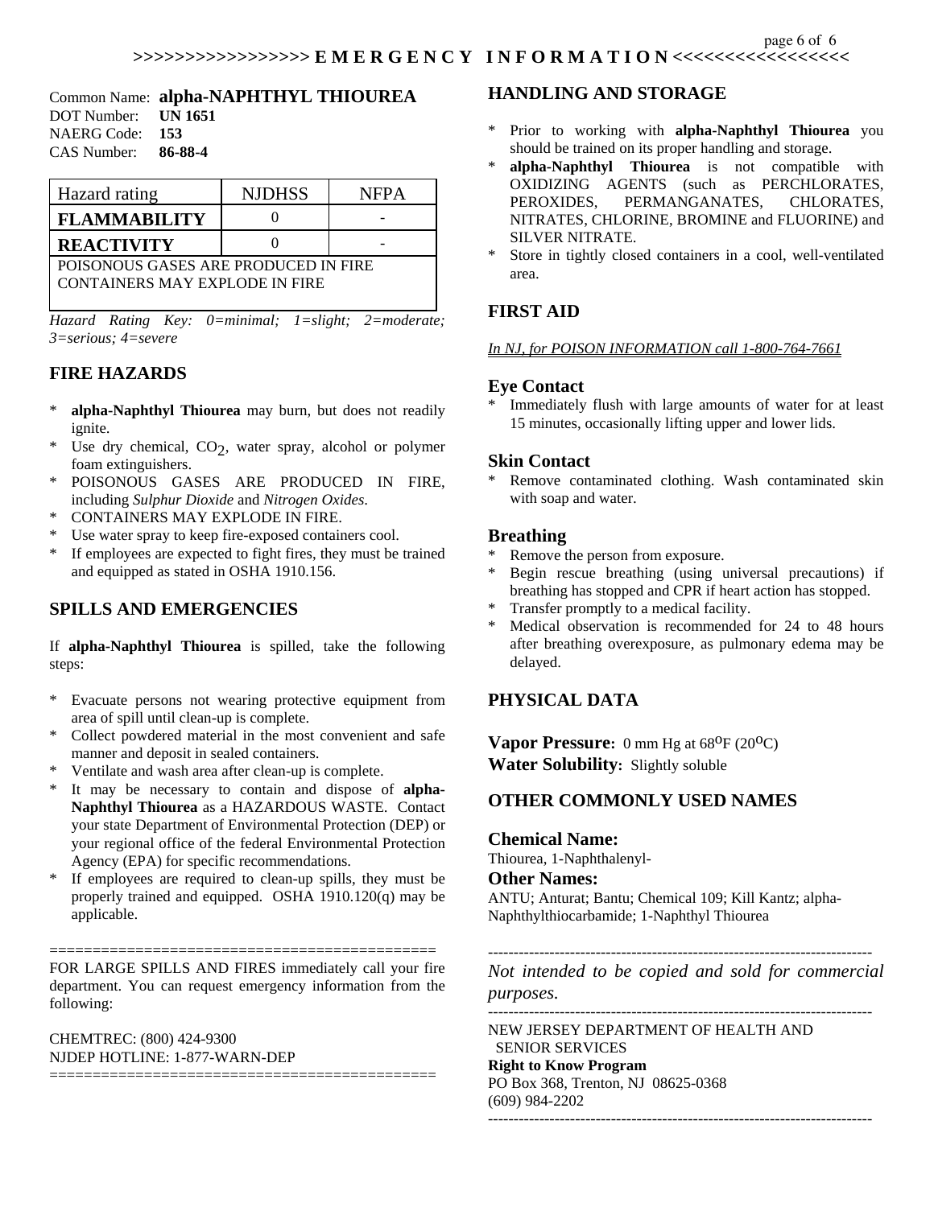# >>>>>>>>>>>>>>>>> E M E R G E N C Y   I N F O R M A T I O N <<<<<<<<<<<<<<<<<

Common Name: **alpha-NAPHTHYL THIOUREA**
DOT Number: **UN 1651**
NAERG Code: **153**
CAS Number: **86-88-4**

| Hazard rating | NJDHSS | NFPA |
|---|---|---|
| **FLAMMABILITY** | 0 | - |
| **REACTIVITY** | 0 | - |
| POISONOUS GASES ARE PRODUCED IN FIRE<br>CONTAINERS MAY EXPLODE IN FIRE | | |

*Hazard Rating Key: 0=minimal; 1=slight; 2=moderate; 3=serious; 4=severe*

## FIRE HAZARDS

* **alpha-Naphthyl Thiourea** may burn, but does not readily ignite.
* Use dry chemical, $CO_2$, water spray, alcohol or polymer foam extinguishers.
* POISONOUS GASES ARE PRODUCED IN FIRE, including *Sulphur Dioxide* and *Nitrogen Oxides*.
* CONTAINERS MAY EXPLODE IN FIRE.
* Use water spray to keep fire-exposed containers cool.
* If employees are expected to fight fires, they must be trained and equipped as stated in OSHA 1910.156.

## SPILLS AND EMERGENCIES

If **alpha-Naphthyl Thiourea** is spilled, take the following steps:

* Evacuate persons not wearing protective equipment from area of spill until clean-up is complete.
* Collect powdered material in the most convenient and safe manner and deposit in sealed containers.
* Ventilate and wash area after clean-up is complete.
* It may be necessary to contain and dispose of **alpha-Naphthyl Thiourea** as a HAZARDOUS WASTE. Contact your state Department of Environmental Protection (DEP) or your regional office of the federal Environmental Protection Agency (EPA) for specific recommendations.
* If employees are required to clean-up spills, they must be properly trained and equipped. OSHA 1910.120(q) may be applicable.

============================================

FOR LARGE SPILLS AND FIRES immediately call your fire department. You can request emergency information from the following:

CHEMTREC: (800) 424-9300
NJDEP HOTLINE: 1-877-WARN-DEP

============================================

## HANDLING AND STORAGE

* Prior to working with **alpha-Naphthyl Thiourea** you should be trained on its proper handling and storage.
* **alpha-Naphthyl Thiourea** is not compatible with OXIDIZING AGENTS (such as PERCHLORATES, PEROXIDES, PERMANGANATES, CHLORATES, NITRATES, CHLORINE, BROMINE and FLUORINE) and SILVER NITRATE.
* Store in tightly closed containers in a cool, well-ventilated area.

## FIRST AID

*In NJ, for POISON INFORMATION call 1-800-764-7661*

### Eye Contact

* Immediately flush with large amounts of water for at least 15 minutes, occasionally lifting upper and lower lids.

### Skin Contact

* Remove contaminated clothing. Wash contaminated skin with soap and water.

### Breathing

* Remove the person from exposure.
* Begin rescue breathing (using universal precautions) if breathing has stopped and CPR if heart action has stopped.
* Transfer promptly to a medical facility.
* Medical observation is recommended for 24 to 48 hours after breathing overexposure, as pulmonary edema may be delayed.

## PHYSICAL DATA

**Vapor Pressure:** 0 mm Hg at $68^oF$ ($20^oC$)
**Water Solubility:** Slightly soluble

## OTHER COMMONLY USED NAMES

### Chemical Name:

Thiourea, 1-Naphthalenyl-

### Other Names:

ANTU; Anturat; Bantu; Chemical 109; Kill Kantz; alpha-Naphthylthiocarbamide; 1-Naphthyl Thiourea

---

*Not intended to be copied and sold for commercial purposes.*

---

NEW JERSEY DEPARTMENT OF HEALTH AND SENIOR SERVICES
**Right to Know Program**
PO Box 368, Trenton, NJ 08625-0368
(609) 984-2202